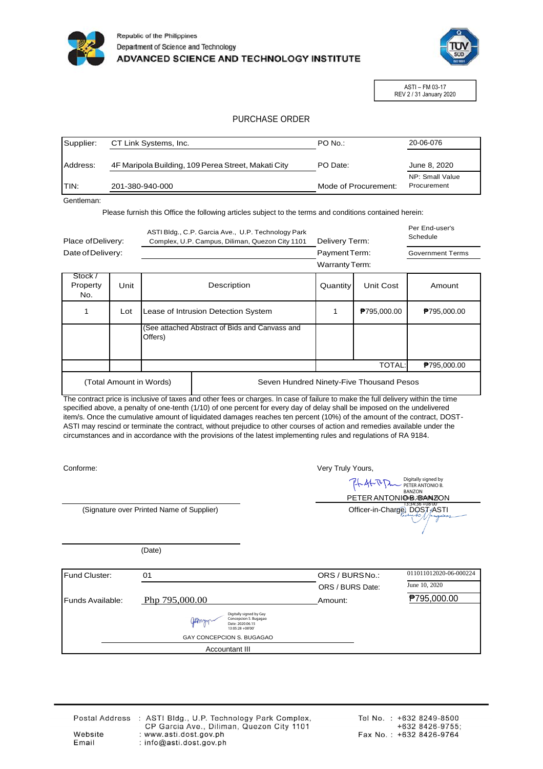Republic of the Philippines
Department of Science and Technology
**ADVANCED SCIENCE AND TECHNOLOGY INSTITUTE**

ASTI – FM 03-17
REV 2 / 31 January 2020

# PURCHASE ORDER

| | | | |
|---|---|---|---|
| Supplier: | CT Link Systems, Inc. | PO No.: | 20-06-076 |
| Address: | 4F Maripola Building, 109 Perea Street, Makati City | PO Date: | June 8, 2020 |
| TIN: | 201-380-940-000 | Mode of Procurement: | NP: Small Value Procurement |

Gentleman:

Please furnish this Office the following articles subject to the terms and conditions contained herein:

| | | | |
|---|---|---|---|
| Place of Delivery: | ASTI Bldg., C.P. Garcia Ave., U.P. Technology Park Complex, U.P. Campus, Diliman, Quezon City 1101 | Delivery Term: | Per End-user's Schedule |
| Date of Delivery: | | Payment Term: | Government Terms |
| | | Warranty Term: | |

| Stock / Property No. | Unit | Description | Quantity | Unit Cost | Amount |
|---|---|---|---|---|---|
| 1 | Lot | Lease of Intrusion Detection System | 1 | ₱795,000.00 | ₱795,000.00 |
| | | (See attached Abstract of Bids and Canvass and Offers) | | | |
| | | | | TOTAL: | ₱795,000.00 |
| (Total Amount in Words) | | Seven Hundred Ninety-Five Thousand Pesos | | | |

The contract price is inclusive of taxes and other fees or charges. In case of failure to make the full delivery within the time specified above, a penalty of one-tenth (1/10) of one percent for every day of delay shall be imposed on the undelivered item/s. Once the cumulative amount of liquidated damages reaches ten percent (10%) of the amount of the contract, DOST-ASTI may rescind or terminate the contract, without prejudice to other courses of action and remedies available under the circumstances and in accordance with the provisions of the latest implementing rules and regulations of RA 9184.

Conforme:

(Signature over Printed Name of Supplier)

(Date)

Very Truly Yours,

Digitally signed by PETER ANTONIO B. BANZON Date: 2020.06.10 13:34:36 +08'00'

PETER ANTONIO B. BANZON
Officer-in-Charge, DOST-ASTI

| | | | |
|---|---|---|---|
| Fund Cluster: | 01 | ORS / BURS No.: | 011011012020-06-000224 |
| | | ORS / BURS Date: | June 10, 2020 |
| Funds Available: | Php 795,000.00 | Amount: | ₱795,000.00 |

Digitally signed by Gay Concepcion S. Bugagao Date: 2020.06.15 13:05:28 +08'00'

GAY CONCEPCION S. BUGAGAO
Accountant III

Postal Address : ASTI Bldg., U.P. Technology Park Complex, CP Garcia Ave., Diliman, Quezon City 1101
Website : www.asti.dost.gov.ph
Email : info@asti.dost.gov.ph
Tel No. : +632 8249-8500 +632 8426-9755;
Fax No. : +632 8426-9764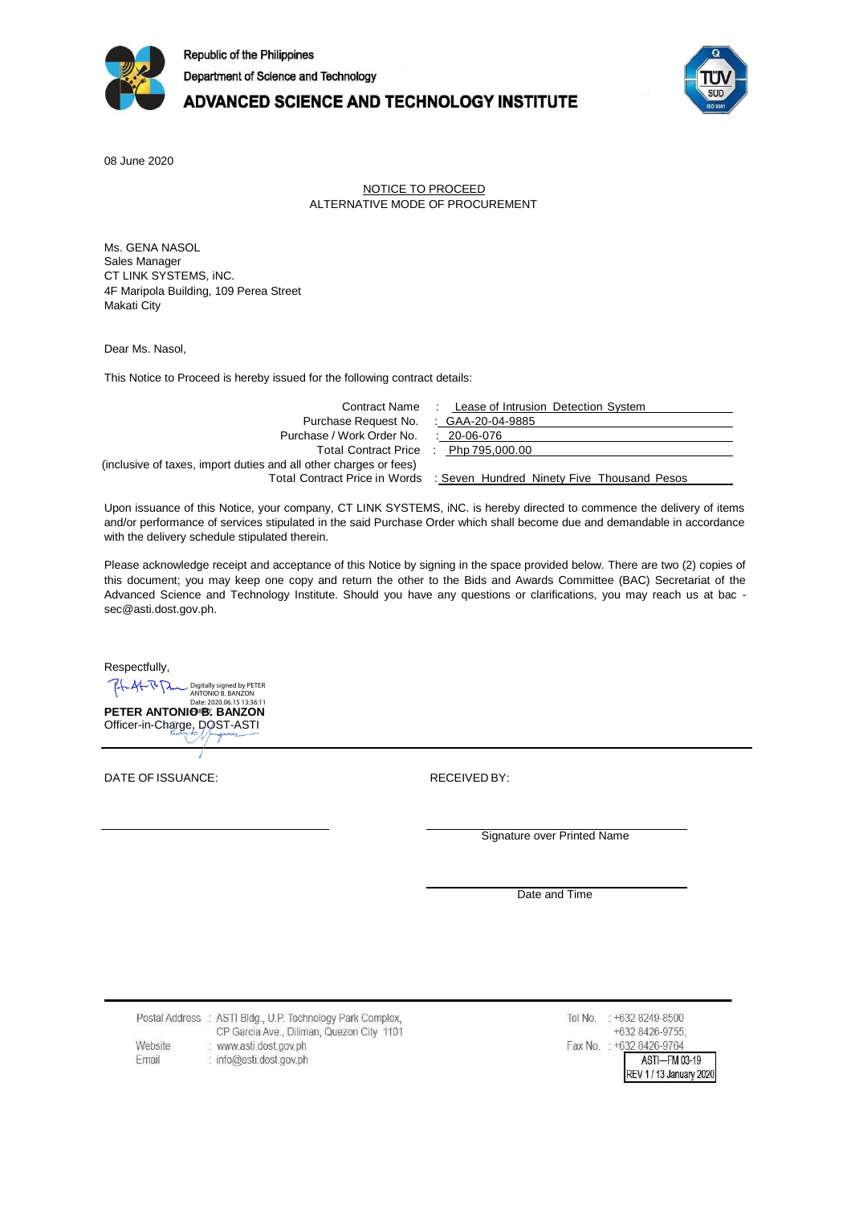Republic of the Philippines
Department of Science and Technology
**ADVANCED SCIENCE AND TECHNOLOGY INSTITUTE**

08 June 2020

NOTICE TO PROCEED
ALTERNATIVE MODE OF PROCUREMENT

Ms. GENA NASOL
Sales Manager
CT LINK SYSTEMS, iNC.
4F Maripola Building, 109 Perea Street
Makati City

Dear Ms. Nasol,

This Notice to Proceed is hereby issued for the following contract details:

| | | |
|---|---|---|
| Contract Name | : | Lease of Intrusion Detection System |
| Purchase Request No. | : | GAA-20-04-9885 |
| Purchase / Work Order No. | : | 20-06-076 |
| Total Contract Price (inclusive of taxes, import duties and all other charges or fees) | : | Php 795,000.00 |
| Total Contract Price in Words | : | Seven Hundred Ninety Five Thousand Pesos |

Upon issuance of this Notice, your company, CT LINK SYSTEMS, iNC. is hereby directed to commence the delivery of items and/or performance of services stipulated in the said Purchase Order which shall become due and demandable in accordance with the delivery schedule stipulated therein.

Please acknowledge receipt and acceptance of this Notice by signing in the space provided below. There are two (2) copies of this document; you may keep one copy and return the other to the Bids and Awards Committee (BAC) Secretariat of the Advanced Science and Technology Institute. Should you have any questions or clarifications, you may reach us at bac - sec@asti.dost.gov.ph.

Respectfully,

Digitally signed by PETER ANTONIO B. BANZON
Date: 2020.06.15 13:36:11

**PETER ANTONIO B. BANZON**
Officer-in-Charge, DOST-ASTI

DATE OF ISSUANCE:

RECEIVED BY:

Signature over Printed Name

Date and Time

Postal Address : ASTI Bldg., U.P. Technology Park Complex, CP Garcia Ave., Diliman, Quezon City 1101
Website : www.asti.dost.gov.ph
Email : info@asti.dost.gov.ph

Tel No. : +632 8249-8500
+632 8426-9755;
Fax No. : +632 8426-9764

ASTI—FM 03-19
REV 1 / 13 January 2020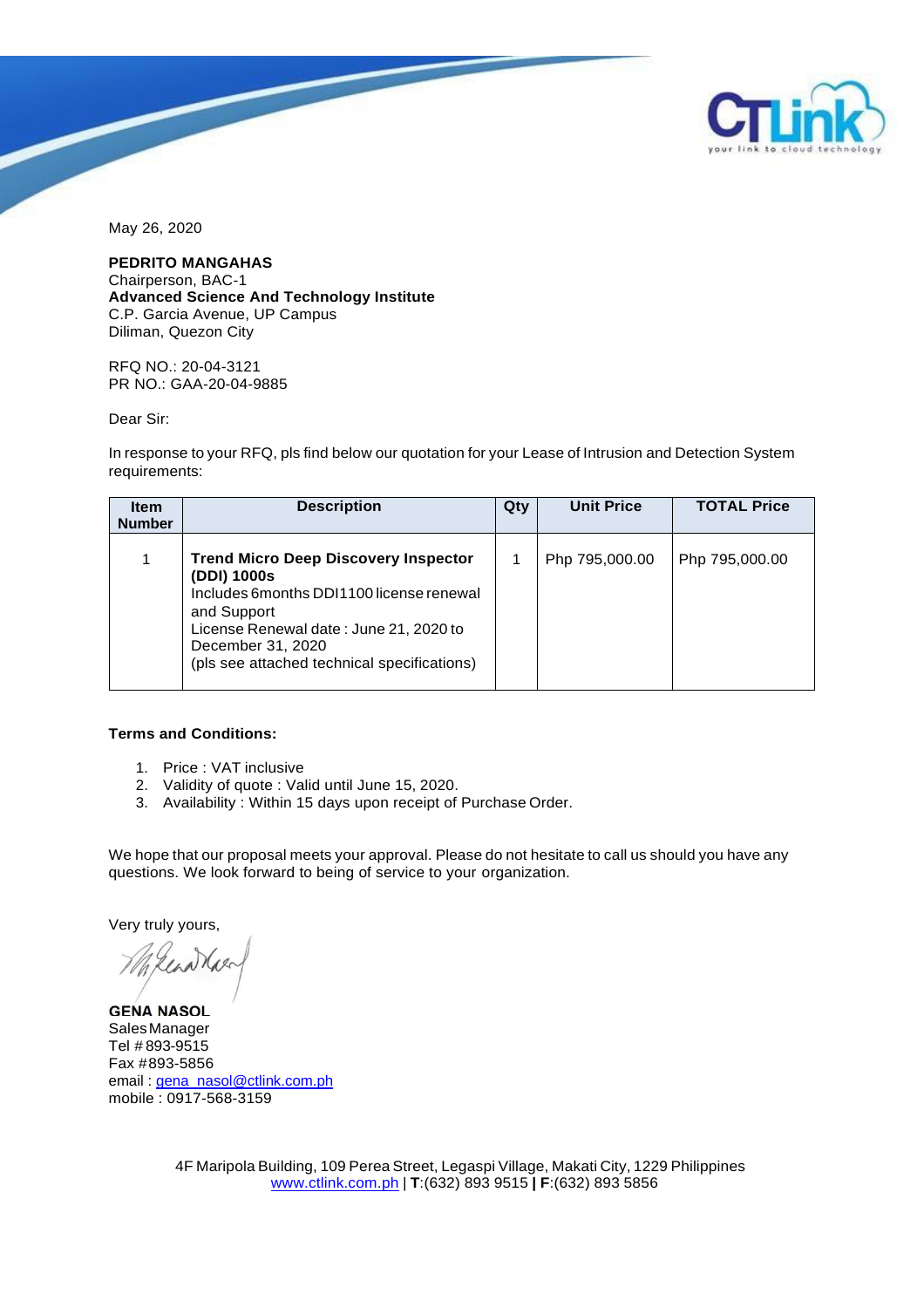May 26, 2020

**PEDRITO MANGAHAS**
Chairperson, BAC-1
**Advanced Science And Technology Institute**
C.P. Garcia Avenue, UP Campus
Diliman, Quezon City

RFQ NO.: 20-04-3121
PR NO.: GAA-20-04-9885

Dear Sir:

In response to your RFQ, pls find below our quotation for your Lease of Intrusion and Detection System requirements:

| Item Number | Description | Qty | Unit Price | TOTAL Price |
|---|---|---|---|---|
| 1 | **Trend Micro Deep Discovery Inspector (DDI) 1000s**<br>Includes 6months DDI1100 license renewal and Support<br>License Renewal date : June 21, 2020 to December 31, 2020<br>(pls see attached technical specifications) | 1 | Php 795,000.00 | Php 795,000.00 |

**Terms and Conditions:**

1. Price : VAT inclusive
2. Validity of quote : Valid until June 15, 2020.
3. Availability : Within 15 days upon receipt of Purchase Order.

We hope that our proposal meets your approval. Please do not hesitate to call us should you have any questions. We look forward to being of service to your organization.

Very truly yours,

**GENA NASOL**
Sales Manager
Tel # 893-9515
Fax #893-5856
email : gena_nasol@ctlink.com.ph
mobile : 0917-568-3159

4F Maripola Building, 109 Perea Street, Legaspi Village, Makati City, 1229 Philippines
www.ctlink.com.ph | **T**:(632) 893 9515 **| F**:(632) 893 5856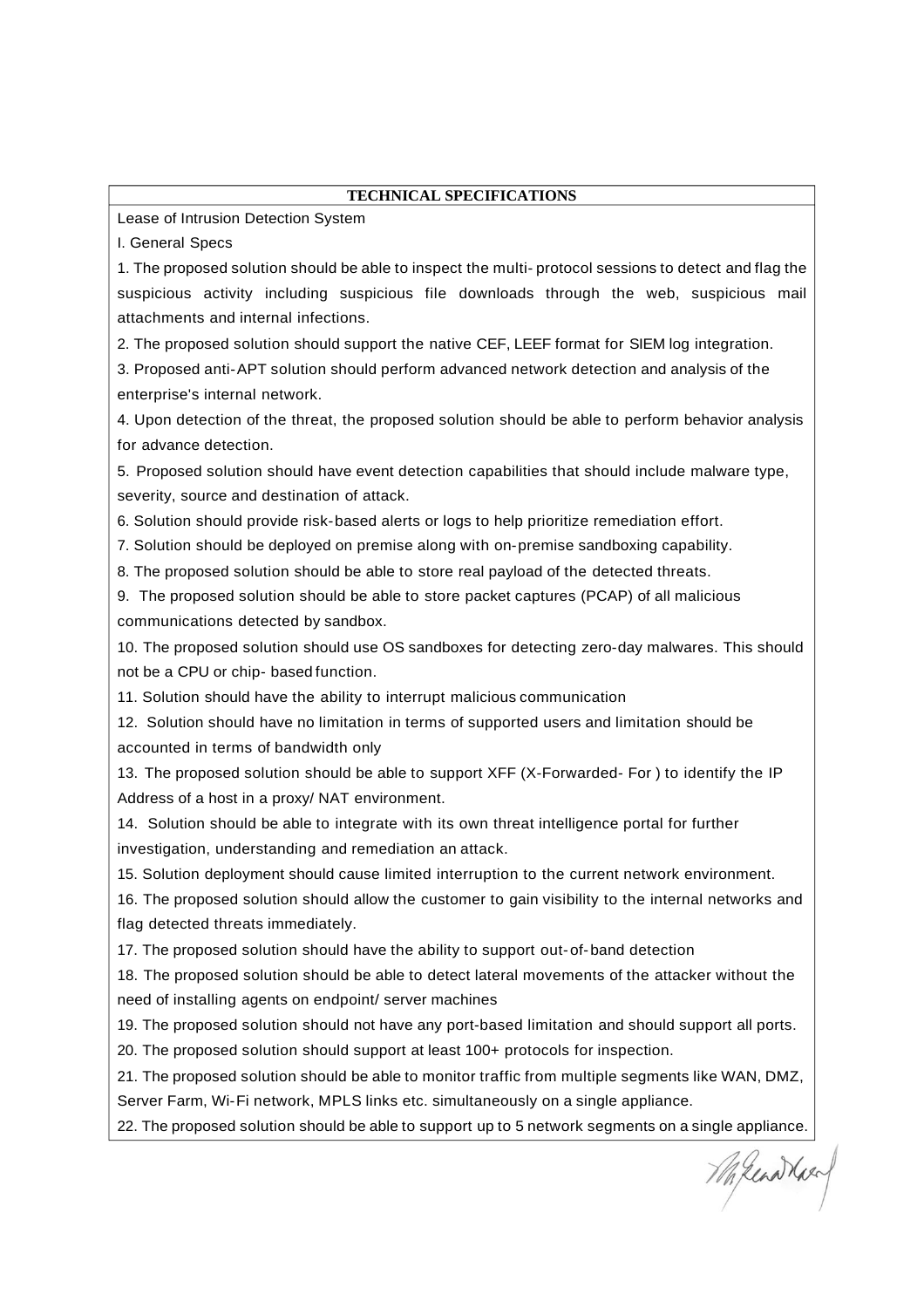**TECHNICAL SPECIFICATIONS**

Lease of Intrusion Detection System

I. General Specs

1. The proposed solution should be able to inspect the multi- protocol sessions to detect and flag the suspicious activity including suspicious file downloads through the web, suspicious mail attachments and internal infections.
2. The proposed solution should support the native CEF, LEEF format for SIEM log integration.
3. Proposed anti-APT solution should perform advanced network detection and analysis of the enterprise's internal network.
4. Upon detection of the threat, the proposed solution should be able to perform behavior analysis for advance detection.
5. Proposed solution should have event detection capabilities that should include malware type, severity, source and destination of attack.
6. Solution should provide risk-based alerts or logs to help prioritize remediation effort.
7. Solution should be deployed on premise along with on-premise sandboxing capability.
8. The proposed solution should be able to store real payload of the detected threats.
9. The proposed solution should be able to store packet captures (PCAP) of all malicious communications detected by sandbox.
10. The proposed solution should use OS sandboxes for detecting zero-day malwares. This should not be a CPU or chip- based function.
11. Solution should have the ability to interrupt malicious communication
12. Solution should have no limitation in terms of supported users and limitation should be accounted in terms of bandwidth only
13. The proposed solution should be able to support XFF (X-Forwarded- For ) to identify the IP Address of a host in a proxy/ NAT environment.
14. Solution should be able to integrate with its own threat intelligence portal for further investigation, understanding and remediation an attack.
15. Solution deployment should cause limited interruption to the current network environment.
16. The proposed solution should allow the customer to gain visibility to the internal networks and flag detected threats immediately.
17. The proposed solution should have the ability to support out-of-band detection
18. The proposed solution should be able to detect lateral movements of the attacker without the need of installing agents on endpoint/ server machines
19. The proposed solution should not have any port-based limitation and should support all ports.
20. The proposed solution should support at least 100+ protocols for inspection.
21. The proposed solution should be able to monitor traffic from multiple segments like WAN, DMZ, Server Farm, Wi-Fi network, MPLS links etc. simultaneously on a single appliance.
22. The proposed solution should be able to support up to 5 network segments on a single appliance.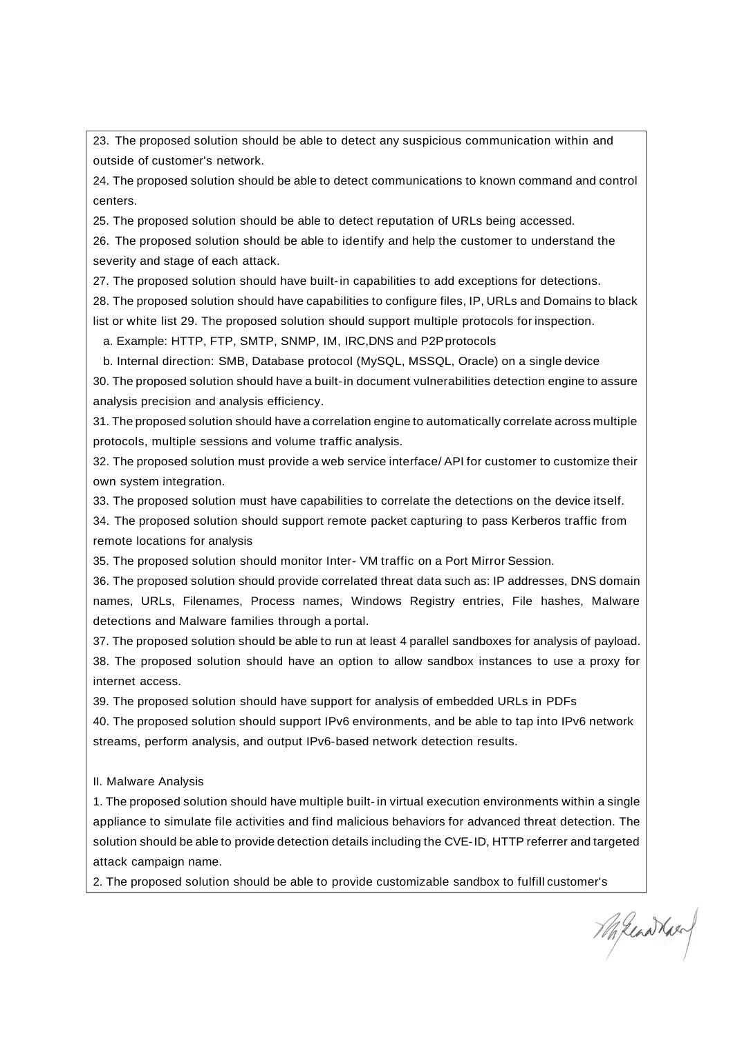23. The proposed solution should be able to detect any suspicious communication within and outside of customer's network.

24. The proposed solution should be able to detect communications to known command and control centers.

25. The proposed solution should be able to detect reputation of URLs being accessed.

26. The proposed solution should be able to identify and help the customer to understand the severity and stage of each attack.

27. The proposed solution should have built-in capabilities to add exceptions for detections.

28. The proposed solution should have capabilities to configure files, IP, URLs and Domains to black list or white list 29. The proposed solution should support multiple protocols for inspection.

   a. Example: HTTP, FTP, SMTP, SNMP, IM, IRC,DNS and P2P protocols

   b. Internal direction: SMB, Database protocol (MySQL, MSSQL, Oracle) on a single device

30. The proposed solution should have a built-in document vulnerabilities detection engine to assure analysis precision and analysis efficiency.

31. The proposed solution should have a correlation engine to automatically correlate across multiple protocols, multiple sessions and volume traffic analysis.

32. The proposed solution must provide a web service interface/ API for customer to customize their own system integration.

33. The proposed solution must have capabilities to correlate the detections on the device itself.

34. The proposed solution should support remote packet capturing to pass Kerberos traffic from remote locations for analysis

35. The proposed solution should monitor Inter- VM traffic on a Port Mirror Session.

36. The proposed solution should provide correlated threat data such as: IP addresses, DNS domain names, URLs, Filenames, Process names, Windows Registry entries, File hashes, Malware detections and Malware families through a portal.

37. The proposed solution should be able to run at least 4 parallel sandboxes for analysis of payload.

38. The proposed solution should have an option to allow sandbox instances to use a proxy for internet access.

39. The proposed solution should have support for analysis of embedded URLs in PDFs

40. The proposed solution should support IPv6 environments, and be able to tap into IPv6 network streams, perform analysis, and output IPv6-based network detection results.

II. Malware Analysis

1. The proposed solution should have multiple built-in virtual execution environments within a single appliance to simulate file activities and find malicious behaviors for advanced threat detection. The solution should be able to provide detection details including the CVE-ID, HTTP referrer and targeted attack campaign name.

2. The proposed solution should be able to provide customizable sandbox to fulfill customer's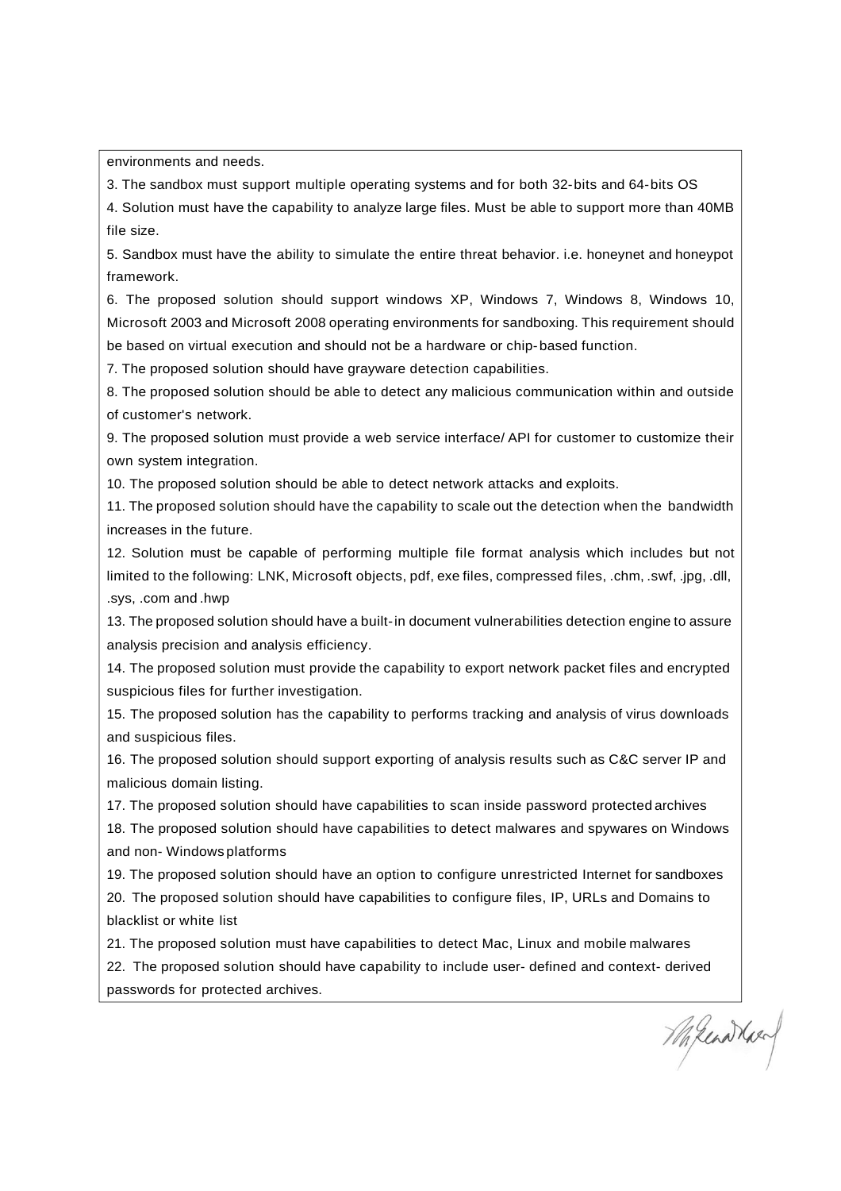environments and needs.

3. The sandbox must support multiple operating systems and for both 32-bits and 64-bits OS
4. Solution must have the capability to analyze large files. Must be able to support more than 40MB file size.
5. Sandbox must have the ability to simulate the entire threat behavior. i.e. honeynet and honeypot framework.
6. The proposed solution should support windows XP, Windows 7, Windows 8, Windows 10, Microsoft 2003 and Microsoft 2008 operating environments for sandboxing. This requirement should be based on virtual execution and should not be a hardware or chip-based function.
7. The proposed solution should have grayware detection capabilities.
8. The proposed solution should be able to detect any malicious communication within and outside of customer's network.
9. The proposed solution must provide a web service interface/ API for customer to customize their own system integration.
10. The proposed solution should be able to detect network attacks and exploits.
11. The proposed solution should have the capability to scale out the detection when the bandwidth increases in the future.
12. Solution must be capable of performing multiple file format analysis which includes but not limited to the following: LNK, Microsoft objects, pdf, exe files, compressed files, .chm, .swf, .jpg, .dll, .sys, .com and .hwp
13. The proposed solution should have a built-in document vulnerabilities detection engine to assure analysis precision and analysis efficiency.
14. The proposed solution must provide the capability to export network packet files and encrypted suspicious files for further investigation.
15. The proposed solution has the capability to performs tracking and analysis of virus downloads and suspicious files.
16. The proposed solution should support exporting of analysis results such as C&C server IP and malicious domain listing.
17. The proposed solution should have capabilities to scan inside password protected archives
18. The proposed solution should have capabilities to detect malwares and spywares on Windows and non- Windows platforms
19. The proposed solution should have an option to configure unrestricted Internet for sandboxes
20. The proposed solution should have capabilities to configure files, IP, URLs and Domains to blacklist or white list
21. The proposed solution must have capabilities to detect Mac, Linux and mobile malwares
22. The proposed solution should have capability to include user- defined and context- derived passwords for protected archives.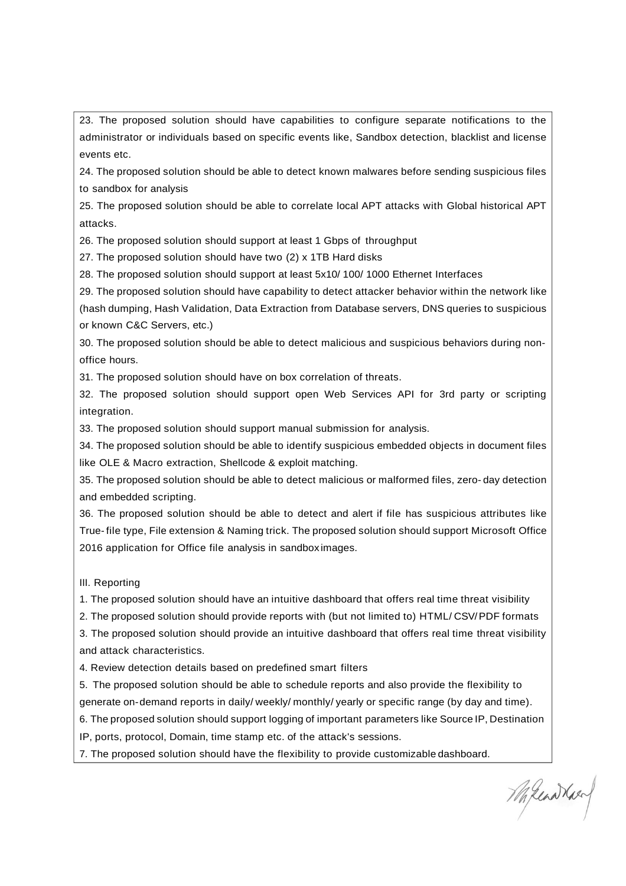23. The proposed solution should have capabilities to configure separate notifications to the administrator or individuals based on specific events like, Sandbox detection, blacklist and license events etc.

24. The proposed solution should be able to detect known malwares before sending suspicious files to sandbox for analysis

25. The proposed solution should be able to correlate local APT attacks with Global historical APT attacks.

26. The proposed solution should support at least 1 Gbps of throughput

27. The proposed solution should have two (2) x 1TB Hard disks

28. The proposed solution should support at least 5x10/ 100/ 1000 Ethernet Interfaces

29. The proposed solution should have capability to detect attacker behavior within the network like (hash dumping, Hash Validation, Data Extraction from Database servers, DNS queries to suspicious or known C&C Servers, etc.)

30. The proposed solution should be able to detect malicious and suspicious behaviors during non-office hours.

31. The proposed solution should have on box correlation of threats.

32. The proposed solution should support open Web Services API for 3rd party or scripting integration.

33. The proposed solution should support manual submission for analysis.

34. The proposed solution should be able to identify suspicious embedded objects in document files like OLE & Macro extraction, Shellcode & exploit matching.

35. The proposed solution should be able to detect malicious or malformed files, zero- day detection and embedded scripting.

36. The proposed solution should be able to detect and alert if file has suspicious attributes like True- file type, File extension & Naming trick. The proposed solution should support Microsoft Office 2016 application for Office file analysis in sandbox images.

III. Reporting

1. The proposed solution should have an intuitive dashboard that offers real time threat visibility
2. The proposed solution should provide reports with (but not limited to) HTML/ CSV/ PDF formats
3. The proposed solution should provide an intuitive dashboard that offers real time threat visibility and attack characteristics.
4. Review detection details based on predefined smart filters
5. The proposed solution should be able to schedule reports and also provide the flexibility to generate on-demand reports in daily/ weekly/ monthly/ yearly or specific range (by day and time).
6. The proposed solution should support logging of important parameters like Source IP, Destination IP, ports, protocol, Domain, time stamp etc. of the attack's sessions.
7. The proposed solution should have the flexibility to provide customizable dashboard.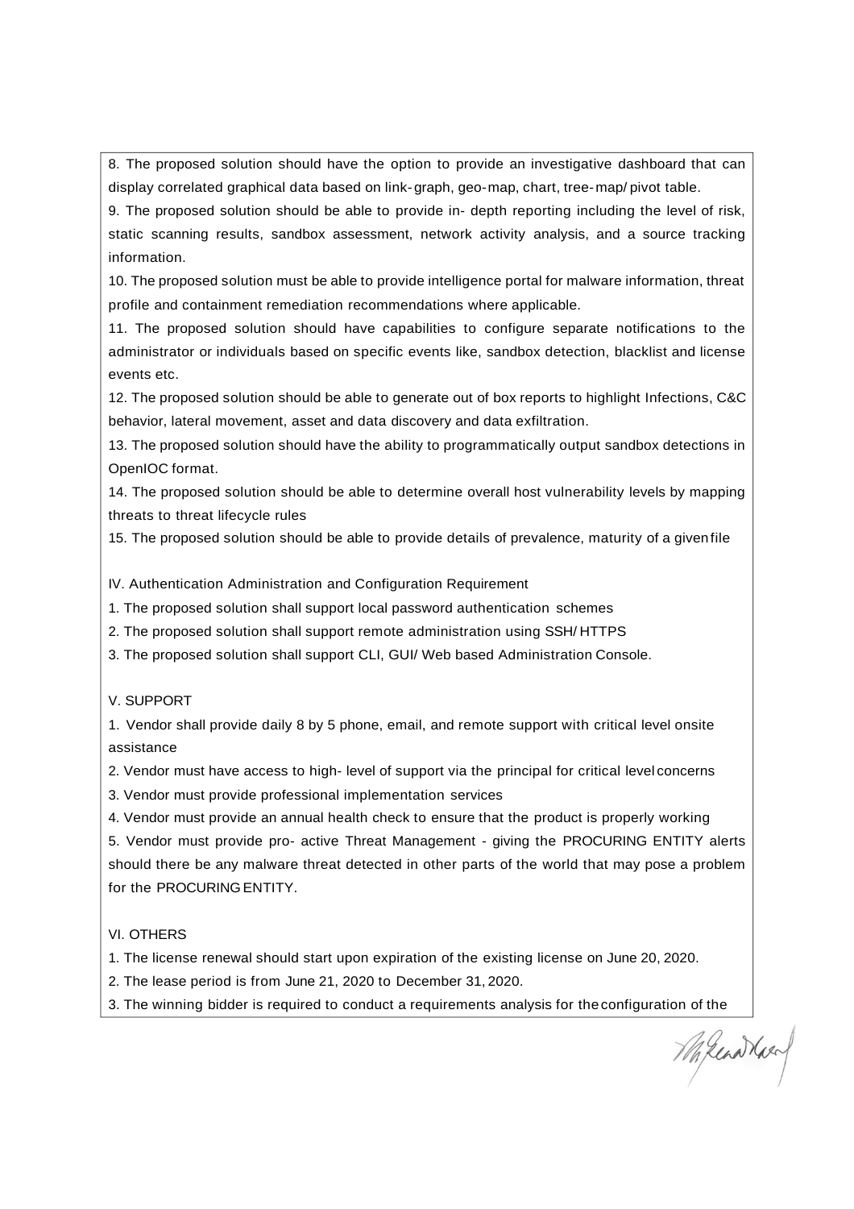8. The proposed solution should have the option to provide an investigative dashboard that can display correlated graphical data based on link- graph, geo- map, chart, tree- map/ pivot table.

9. The proposed solution should be able to provide in- depth reporting including the level of risk, static scanning results, sandbox assessment, network activity analysis, and a source tracking information.

10. The proposed solution must be able to provide intelligence portal for malware information, threat profile and containment remediation recommendations where applicable.

11. The proposed solution should have capabilities to configure separate notifications to the administrator or individuals based on specific events like, sandbox detection, blacklist and license events etc.

12. The proposed solution should be able to generate out of box reports to highlight Infections, C&C behavior, lateral movement, asset and data discovery and data exfiltration.

13. The proposed solution should have the ability to programmatically output sandbox detections in OpenIOC format.

14. The proposed solution should be able to determine overall host vulnerability levels by mapping threats to threat lifecycle rules

15. The proposed solution should be able to provide details of prevalence, maturity of a given file

IV. Authentication Administration and Configuration Requirement

1. The proposed solution shall support local password authentication schemes
2. The proposed solution shall support remote administration using SSH/ HTTPS
3. The proposed solution shall support CLI, GUI/ Web based Administration Console.

V. SUPPORT

1. Vendor shall provide daily 8 by 5 phone, email, and remote support with critical level onsite assistance
2. Vendor must have access to high- level of support via the principal for critical level concerns
3. Vendor must provide professional implementation services
4. Vendor must provide an annual health check to ensure that the product is properly working
5. Vendor must provide pro- active Threat Management - giving the PROCURING ENTITY alerts should there be any malware threat detected in other parts of the world that may pose a problem for the PROCURING ENTITY.

VI. OTHERS

1. The license renewal should start upon expiration of the existing license on June 20, 2020.
2. The lease period is from June 21, 2020 to December 31, 2020.
3. The winning bidder is required to conduct a requirements analysis for the configuration of the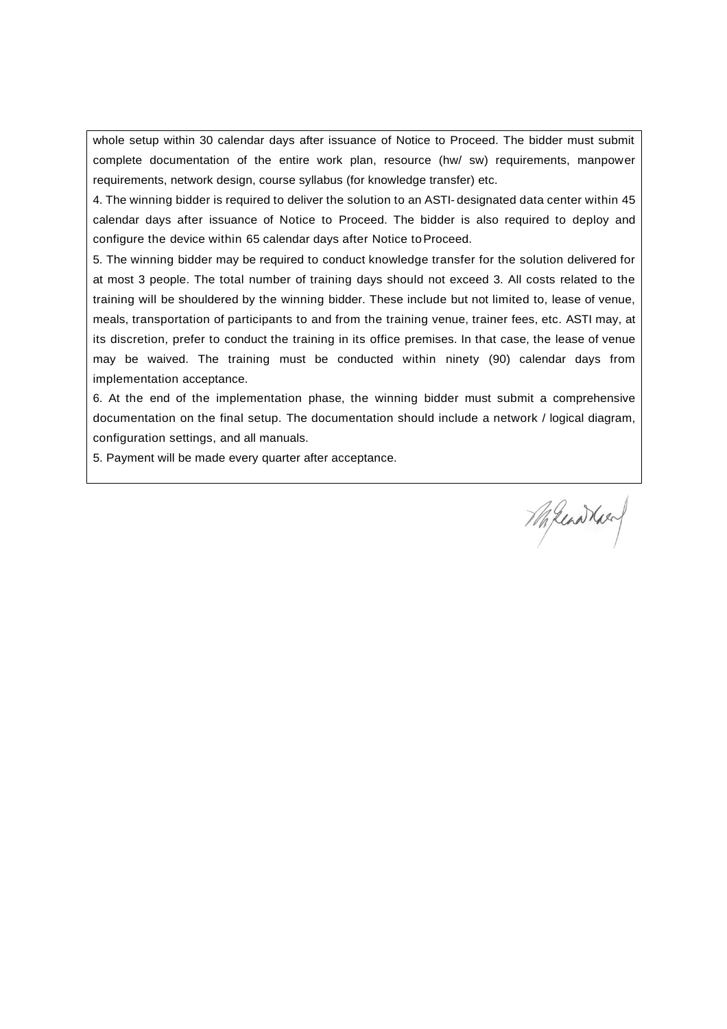whole setup within 30 calendar days after issuance of Notice to Proceed. The bidder must submit complete documentation of the entire work plan, resource (hw/ sw) requirements, manpower requirements, network design, course syllabus (for knowledge transfer) etc.

4. The winning bidder is required to deliver the solution to an ASTI- designated data center within 45 calendar days after issuance of Notice to Proceed. The bidder is also required to deploy and configure the device within 65 calendar days after Notice to Proceed.

5. The winning bidder may be required to conduct knowledge transfer for the solution delivered for at most 3 people. The total number of training days should not exceed 3. All costs related to the training will be shouldered by the winning bidder. These include but not limited to, lease of venue, meals, transportation of participants to and from the training venue, trainer fees, etc. ASTI may, at its discretion, prefer to conduct the training in its office premises. In that case, the lease of venue may be waived. The training must be conducted within ninety (90) calendar days from implementation acceptance.

6. At the end of the implementation phase, the winning bidder must submit a comprehensive documentation on the final setup. The documentation should include a network / logical diagram, configuration settings, and all manuals.

5. Payment will be made every quarter after acceptance.